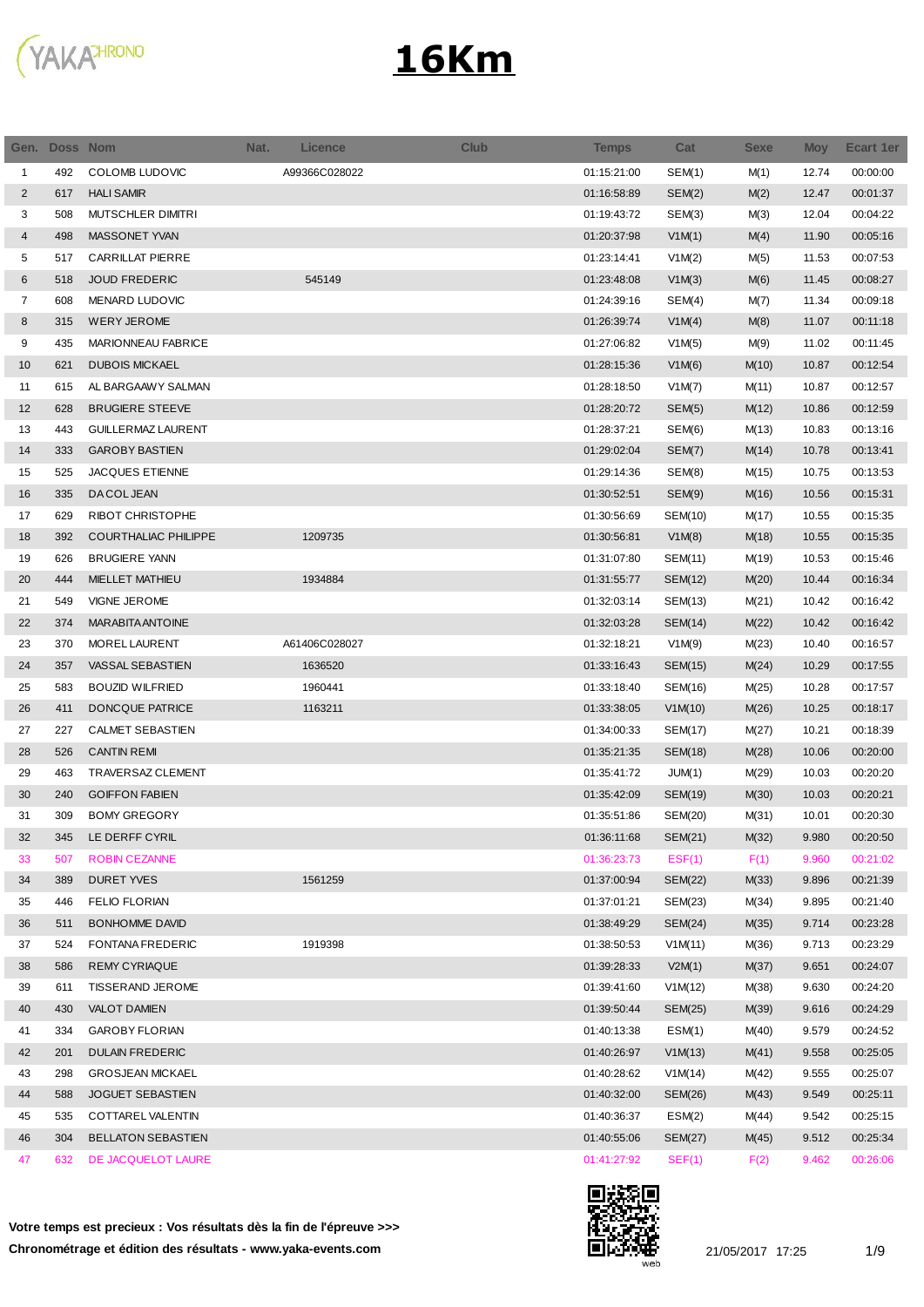# 16Km

| Gen. | Doss | Nom | Nat. | Licence | Club | Temps | Cat | Sexe | Moy | Ecart 1er |
|---|---|---|---|---|---|---|---|---|---|---|
| 1 | 492 | COLOMB LUDOVIC | | A99366C028022 | | 01:15:21:00 | SEM(1) | M(1) | 12.74 | 00:00:00 |
| 2 | 617 | HALI SAMIR | | | | 01:16:58:89 | SEM(2) | M(2) | 12.47 | 00:01:37 |
| 3 | 508 | MUTSCHLER DIMITRI | | | | 01:19:43:72 | SEM(3) | M(3) | 12.04 | 00:04:22 |
| 4 | 498 | MASSONET YVAN | | | | 01:20:37:98 | V1M(1) | M(4) | 11.90 | 00:05:16 |
| 5 | 517 | CARRILLAT PIERRE | | | | 01:23:14:41 | V1M(2) | M(5) | 11.53 | 00:07:53 |
| 6 | 518 | JOUD FREDERIC | | 545149 | | 01:23:48:08 | V1M(3) | M(6) | 11.45 | 00:08:27 |
| 7 | 608 | MENARD LUDOVIC | | | | 01:24:39:16 | SEM(4) | M(7) | 11.34 | 00:09:18 |
| 8 | 315 | WERY JEROME | | | | 01:26:39:74 | V1M(4) | M(8) | 11.07 | 00:11:18 |
| 9 | 435 | MARIONNEAU FABRICE | | | | 01:27:06:82 | V1M(5) | M(9) | 11.02 | 00:11:45 |
| 10 | 621 | DUBOIS MICKAEL | | | | 01:28:15:36 | V1M(6) | M(10) | 10.87 | 00:12:54 |
| 11 | 615 | AL BARGAAWY SALMAN | | | | 01:28:18:50 | V1M(7) | M(11) | 10.87 | 00:12:57 |
| 12 | 628 | BRUGIERE STEEVE | | | | 01:28:20:72 | SEM(5) | M(12) | 10.86 | 00:12:59 |
| 13 | 443 | GUILLERMAZ LAURENT | | | | 01:28:37:21 | SEM(6) | M(13) | 10.83 | 00:13:16 |
| 14 | 333 | GAROBY BASTIEN | | | | 01:29:02:04 | SEM(7) | M(14) | 10.78 | 00:13:41 |
| 15 | 525 | JACQUES ETIENNE | | | | 01:29:14:36 | SEM(8) | M(15) | 10.75 | 00:13:53 |
| 16 | 335 | DA COL JEAN | | | | 01:30:52:51 | SEM(9) | M(16) | 10.56 | 00:15:31 |
| 17 | 629 | RIBOT CHRISTOPHE | | | | 01:30:56:69 | SEM(10) | M(17) | 10.55 | 00:15:35 |
| 18 | 392 | COURTHALIAC PHILIPPE | | 1209735 | | 01:30:56:81 | V1M(8) | M(18) | 10.55 | 00:15:35 |
| 19 | 626 | BRUGIERE YANN | | | | 01:31:07:80 | SEM(11) | M(19) | 10.53 | 00:15:46 |
| 20 | 444 | MIELLET MATHIEU | | 1934884 | | 01:31:55:77 | SEM(12) | M(20) | 10.44 | 00:16:34 |
| 21 | 549 | VIGNE JEROME | | | | 01:32:03:14 | SEM(13) | M(21) | 10.42 | 00:16:42 |
| 22 | 374 | MARABITA ANTOINE | | | | 01:32:03:28 | SEM(14) | M(22) | 10.42 | 00:16:42 |
| 23 | 370 | MOREL LAURENT | | A61406C028027 | | 01:32:18:21 | V1M(9) | M(23) | 10.40 | 00:16:57 |
| 24 | 357 | VASSAL SEBASTIEN | | 1636520 | | 01:33:16:43 | SEM(15) | M(24) | 10.29 | 00:17:55 |
| 25 | 583 | BOUZID WILFRIED | | 1960441 | | 01:33:18:40 | SEM(16) | M(25) | 10.28 | 00:17:57 |
| 26 | 411 | DONCQUE PATRICE | | 1163211 | | 01:33:38:05 | V1M(10) | M(26) | 10.25 | 00:18:17 |
| 27 | 227 | CALMET SEBASTIEN | | | | 01:34:00:33 | SEM(17) | M(27) | 10.21 | 00:18:39 |
| 28 | 526 | CANTIN REMI | | | | 01:35:21:35 | SEM(18) | M(28) | 10.06 | 00:20:00 |
| 29 | 463 | TRAVERSAZ CLEMENT | | | | 01:35:41:72 | JUM(1) | M(29) | 10.03 | 00:20:20 |
| 30 | 240 | GOIFFON FABIEN | | | | 01:35:42:09 | SEM(19) | M(30) | 10.03 | 00:20:21 |
| 31 | 309 | BOMY GREGORY | | | | 01:35:51:86 | SEM(20) | M(31) | 10.01 | 00:20:30 |
| 32 | 345 | LE DERFF CYRIL | | | | 01:36:11:68 | SEM(21) | M(32) | 9.980 | 00:20:50 |
| 33 | 507 | ROBIN CEZANNE | | | | 01:36:23:73 | ESF(1) | F(1) | 9.960 | 00:21:02 |
| 34 | 389 | DURET YVES | | 1561259 | | 01:37:00:94 | SEM(22) | M(33) | 9.896 | 00:21:39 |
| 35 | 446 | FELIO FLORIAN | | | | 01:37:01:21 | SEM(23) | M(34) | 9.895 | 00:21:40 |
| 36 | 511 | BONHOMME DAVID | | | | 01:38:49:29 | SEM(24) | M(35) | 9.714 | 00:23:28 |
| 37 | 524 | FONTANA FREDERIC | | 1919398 | | 01:38:50:53 | V1M(11) | M(36) | 9.713 | 00:23:29 |
| 38 | 586 | REMY CYRIAQUE | | | | 01:39:28:33 | V2M(1) | M(37) | 9.651 | 00:24:07 |
| 39 | 611 | TISSERAND JEROME | | | | 01:39:41:60 | V1M(12) | M(38) | 9.630 | 00:24:20 |
| 40 | 430 | VALOT DAMIEN | | | | 01:39:50:44 | SEM(25) | M(39) | 9.616 | 00:24:29 |
| 41 | 334 | GAROBY FLORIAN | | | | 01:40:13:38 | ESM(1) | M(40) | 9.579 | 00:24:52 |
| 42 | 201 | DULAIN FREDERIC | | | | 01:40:26:97 | V1M(13) | M(41) | 9.558 | 00:25:05 |
| 43 | 298 | GROSJEAN MICKAEL | | | | 01:40:28:62 | V1M(14) | M(42) | 9.555 | 00:25:07 |
| 44 | 588 | JOGUET SEBASTIEN | | | | 01:40:32:00 | SEM(26) | M(43) | 9.549 | 00:25:11 |
| 45 | 535 | COTTAREL VALENTIN | | | | 01:40:36:37 | ESM(2) | M(44) | 9.542 | 00:25:15 |
| 46 | 304 | BELLATON SEBASTIEN | | | | 01:40:55:06 | SEM(27) | M(45) | 9.512 | 00:25:34 |
| 47 | 632 | DE JACQUELOT LAURE | | | | 01:41:27:92 | SEF(1) | F(2) | 9.462 | 00:26:06 |

**Votre temps est precieux : Vos résultats dès la fin de l'épreuve >>>**

**Chronométrage et édition des résultats - www.yaka-events.com**

21/05/2017 17:25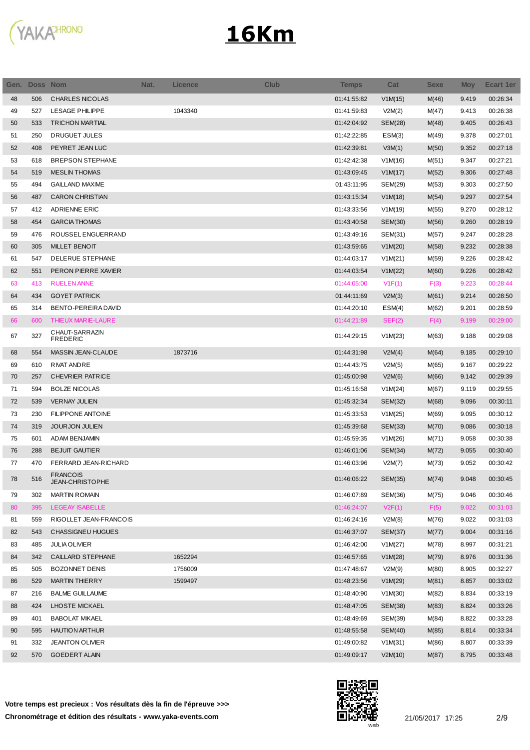# 16Km

| Gen. | Doss | Nom | Nat. | Licence | Club | Temps | Cat | Sexe | Moy | Ecart 1er |
|---|---|---|---|---|---|---|---|---|---|---|
| 48 | 506 | CHARLES NICOLAS | | | | 01:41:55:82 | V1M(15) | M(46) | 9.419 | 00:26:34 |
| 49 | 527 | LESAGE PHILIPPE | | 1043340 | | 01:41:59:83 | V2M(2) | M(47) | 9.413 | 00:26:38 |
| 50 | 533 | TRICHON MARTIAL | | | | 01:42:04:92 | SEM(28) | M(48) | 9.405 | 00:26:43 |
| 51 | 250 | DRUGUET JULES | | | | 01:42:22:85 | ESM(3) | M(49) | 9.378 | 00:27:01 |
| 52 | 408 | PEYRET JEAN LUC | | | | 01:42:39:81 | V3M(1) | M(50) | 9.352 | 00:27:18 |
| 53 | 618 | BREPSON STEPHANE | | | | 01:42:42:38 | V1M(16) | M(51) | 9.347 | 00:27:21 |
| 54 | 519 | MESLIN THOMAS | | | | 01:43:09:45 | V1M(17) | M(52) | 9.306 | 00:27:48 |
| 55 | 494 | GAILLAND MAXIME | | | | 01:43:11:95 | SEM(29) | M(53) | 9.303 | 00:27:50 |
| 56 | 487 | CARON CHRISTIAN | | | | 01:43:15:34 | V1M(18) | M(54) | 9.297 | 00:27:54 |
| 57 | 412 | ADRIENNE ERIC | | | | 01:43:33:56 | V1M(19) | M(55) | 9.270 | 00:28:12 |
| 58 | 454 | GARCIA THOMAS | | | | 01:43:40:58 | SEM(30) | M(56) | 9.260 | 00:28:19 |
| 59 | 476 | ROUSSEL ENGUERRAND | | | | 01:43:49:16 | SEM(31) | M(57) | 9.247 | 00:28:28 |
| 60 | 305 | MILLET BENOIT | | | | 01:43:59:65 | V1M(20) | M(58) | 9.232 | 00:28:38 |
| 61 | 547 | DELERUE STEPHANE | | | | 01:44:03:17 | V1M(21) | M(59) | 9.226 | 00:28:42 |
| 62 | 551 | PERON PIERRE XAVIER | | | | 01:44:03:54 | V1M(22) | M(60) | 9.226 | 00:28:42 |
| 63 | 413 | RUELEN ANNE | | | | 01:44:05:00 | V1F(1) | F(3) | 9.223 | 00:28:44 |
| 64 | 434 | GOYET PATRICK | | | | 01:44:11:69 | V2M(3) | M(61) | 9.214 | 00:28:50 |
| 65 | 314 | BENTO-PEREIRA DAVID | | | | 01:44:20:10 | ESM(4) | M(62) | 9.201 | 00:28:59 |
| 66 | 600 | THIEUX MARIE-LAURE | | | | 01:44:21:89 | SEF(2) | F(4) | 9.199 | 00:29:00 |
| 67 | 327 | CHAUT-SARRAZIN FREDERIC | | | | 01:44:29:15 | V1M(23) | M(63) | 9.188 | 00:29:08 |
| 68 | 554 | MASSIN JEAN-CLAUDE | | 1873716 | | 01:44:31:98 | V2M(4) | M(64) | 9.185 | 00:29:10 |
| 69 | 610 | RIVAT ANDRE | | | | 01:44:43:75 | V2M(5) | M(65) | 9.167 | 00:29:22 |
| 70 | 257 | CHEVRIER PATRICE | | | | 01:45:00:98 | V2M(6) | M(66) | 9.142 | 00:29:39 |
| 71 | 594 | BOLZE NICOLAS | | | | 01:45:16:58 | V1M(24) | M(67) | 9.119 | 00:29:55 |
| 72 | 539 | VERNAY JULIEN | | | | 01:45:32:34 | SEM(32) | M(68) | 9.096 | 00:30:11 |
| 73 | 230 | FILIPPONE ANTOINE | | | | 01:45:33:53 | V1M(25) | M(69) | 9.095 | 00:30:12 |
| 74 | 319 | JOURJON JULIEN | | | | 01:45:39:68 | SEM(33) | M(70) | 9.086 | 00:30:18 |
| 75 | 601 | ADAM BENJAMIN | | | | 01:45:59:35 | V1M(26) | M(71) | 9.058 | 00:30:38 |
| 76 | 288 | BEJUIT GAUTIER | | | | 01:46:01:06 | SEM(34) | M(72) | 9.055 | 00:30:40 |
| 77 | 470 | FERRARD JEAN-RICHARD | | | | 01:46:03:96 | V2M(7) | M(73) | 9.052 | 00:30:42 |
| 78 | 516 | FRANCOIS JEAN-CHRISTOPHE | | | | 01:46:06:22 | SEM(35) | M(74) | 9.048 | 00:30:45 |
| 79 | 302 | MARTIN ROMAIN | | | | 01:46:07:89 | SEM(36) | M(75) | 9.046 | 00:30:46 |
| 80 | 395 | LEGEAY ISABELLE | | | | 01:46:24:07 | V2F(1) | F(5) | 9.022 | 00:31:03 |
| 81 | 559 | RIGOLLET JEAN-FRANCOIS | | | | 01:46:24:16 | V2M(8) | M(76) | 9.022 | 00:31:03 |
| 82 | 543 | CHASSIGNEU HUGUES | | | | 01:46:37:07 | SEM(37) | M(77) | 9.004 | 00:31:16 |
| 83 | 485 | JULIA OLIVIER | | | | 01:46:42:00 | V1M(27) | M(78) | 8.997 | 00:31:21 |
| 84 | 342 | CAILLARD STEPHANE | | 1652294 | | 01:46:57:65 | V1M(28) | M(79) | 8.976 | 00:31:36 |
| 85 | 505 | BOZONNET DENIS | | 1756009 | | 01:47:48:67 | V2M(9) | M(80) | 8.905 | 00:32:27 |
| 86 | 529 | MARTIN THIERRY | | 1599497 | | 01:48:23:56 | V1M(29) | M(81) | 8.857 | 00:33:02 |
| 87 | 216 | BALME GUILLAUME | | | | 01:48:40:90 | V1M(30) | M(82) | 8.834 | 00:33:19 |
| 88 | 424 | LHOSTE MICKAEL | | | | 01:48:47:05 | SEM(38) | M(83) | 8.824 | 00:33:26 |
| 89 | 401 | BABOLAT MIKAEL | | | | 01:48:49:69 | SEM(39) | M(84) | 8.822 | 00:33:28 |
| 90 | 595 | HAUTION ARTHUR | | | | 01:48:55:58 | SEM(40) | M(85) | 8.814 | 00:33:34 |
| 91 | 332 | JEANTON OLIVIER | | | | 01:49:00:82 | V1M(31) | M(86) | 8.807 | 00:33:39 |
| 92 | 570 | GOEDERT ALAIN | | | | 01:49:09:17 | V2M(10) | M(87) | 8.795 | 00:33:48 |

**Votre temps est precieux : Vos résultats dès la fin de l'épreuve >>>**

**Chronométrage et édition des résultats - www.yaka-events.com**

21/05/2017 17:25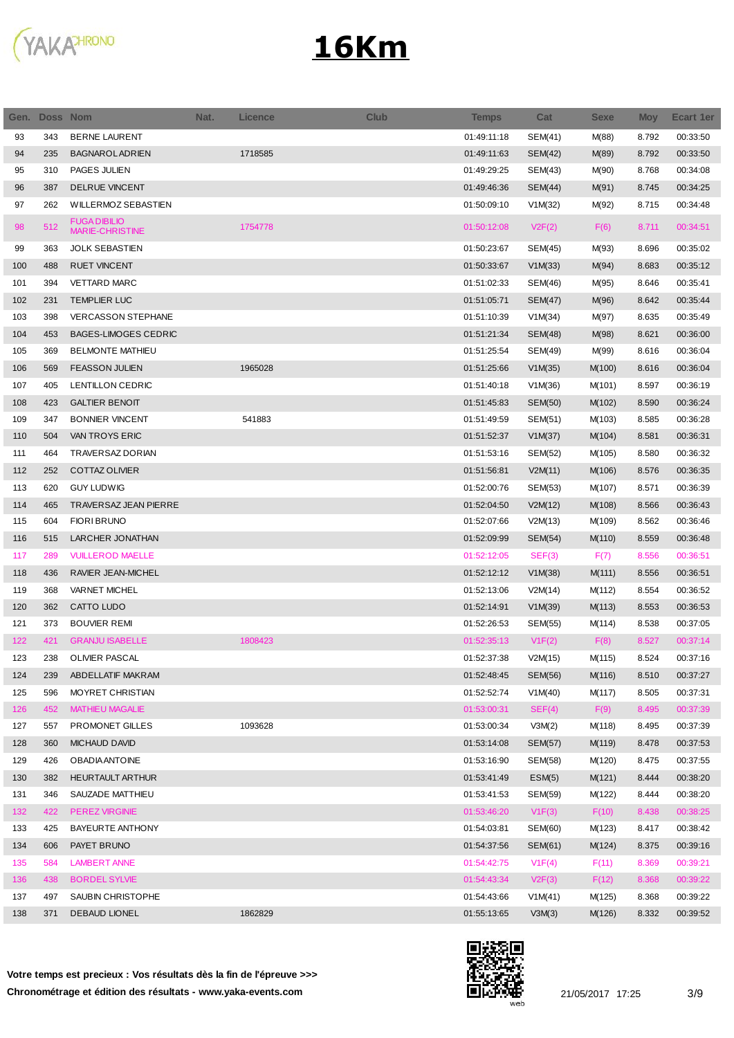# 16Km

| Gen. | Doss | Nom | Nat. | Licence | Club | Temps | Cat | Sexe | Moy | Ecart 1er |
|---|---|---|---|---|---|---|---|---|---|---|
| 93 | 343 | BERNE LAURENT | | | | 01:49:11:18 | SEM(41) | M(88) | 8.792 | 00:33:50 |
| 94 | 235 | BAGNAROL ADRIEN | | 1718585 | | 01:49:11:63 | SEM(42) | M(89) | 8.792 | 00:33:50 |
| 95 | 310 | PAGES JULIEN | | | | 01:49:29:25 | SEM(43) | M(90) | 8.768 | 00:34:08 |
| 96 | 387 | DELRUE VINCENT | | | | 01:49:46:36 | SEM(44) | M(91) | 8.745 | 00:34:25 |
| 97 | 262 | WILLERMOZ SEBASTIEN | | | | 01:50:09:10 | V1M(32) | M(92) | 8.715 | 00:34:48 |
| 98 | 512 | FUGA DIBILIO MARIE-CHRISTINE | | 1754778 | | 01:50:12:08 | V2F(2) | F(6) | 8.711 | 00:34:51 |
| 99 | 363 | JOLK SEBASTIEN | | | | 01:50:23:67 | SEM(45) | M(93) | 8.696 | 00:35:02 |
| 100 | 488 | RUET VINCENT | | | | 01:50:33:67 | V1M(33) | M(94) | 8.683 | 00:35:12 |
| 101 | 394 | VETTARD MARC | | | | 01:51:02:33 | SEM(46) | M(95) | 8.646 | 00:35:41 |
| 102 | 231 | TEMPLIER LUC | | | | 01:51:05:71 | SEM(47) | M(96) | 8.642 | 00:35:44 |
| 103 | 398 | VERCASSON STEPHANE | | | | 01:51:10:39 | V1M(34) | M(97) | 8.635 | 00:35:49 |
| 104 | 453 | BAGES-LIMOGES CEDRIC | | | | 01:51:21:34 | SEM(48) | M(98) | 8.621 | 00:36:00 |
| 105 | 369 | BELMONTE MATHIEU | | | | 01:51:25:54 | SEM(49) | M(99) | 8.616 | 00:36:04 |
| 106 | 569 | FEASSON JULIEN | | 1965028 | | 01:51:25:66 | V1M(35) | M(100) | 8.616 | 00:36:04 |
| 107 | 405 | LENTILLON CEDRIC | | | | 01:51:40:18 | V1M(36) | M(101) | 8.597 | 00:36:19 |
| 108 | 423 | GALTIER BENOIT | | | | 01:51:45:83 | SEM(50) | M(102) | 8.590 | 00:36:24 |
| 109 | 347 | BONNIER VINCENT | | 541883 | | 01:51:49:59 | SEM(51) | M(103) | 8.585 | 00:36:28 |
| 110 | 504 | VAN TROYS ERIC | | | | 01:51:52:37 | V1M(37) | M(104) | 8.581 | 00:36:31 |
| 111 | 464 | TRAVERSAZ DORIAN | | | | 01:51:53:16 | SEM(52) | M(105) | 8.580 | 00:36:32 |
| 112 | 252 | COTTAZ OLIVIER | | | | 01:51:56:81 | V2M(11) | M(106) | 8.576 | 00:36:35 |
| 113 | 620 | GUY LUDWIG | | | | 01:52:00:76 | SEM(53) | M(107) | 8.571 | 00:36:39 |
| 114 | 465 | TRAVERSAZ JEAN PIERRE | | | | 01:52:04:50 | V2M(12) | M(108) | 8.566 | 00:36:43 |
| 115 | 604 | FIORI BRUNO | | | | 01:52:07:66 | V2M(13) | M(109) | 8.562 | 00:36:46 |
| 116 | 515 | LARCHER JONATHAN | | | | 01:52:09:99 | SEM(54) | M(110) | 8.559 | 00:36:48 |
| 117 | 289 | VUILLEROD MAELLE | | | | 01:52:12:05 | SEF(3) | F(7) | 8.556 | 00:36:51 |
| 118 | 436 | RAVIER JEAN-MICHEL | | | | 01:52:12:12 | V1M(38) | M(111) | 8.556 | 00:36:51 |
| 119 | 368 | VARNET MICHEL | | | | 01:52:13:06 | V2M(14) | M(112) | 8.554 | 00:36:52 |
| 120 | 362 | CATTO LUDO | | | | 01:52:14:91 | V1M(39) | M(113) | 8.553 | 00:36:53 |
| 121 | 373 | BOUVIER REMI | | | | 01:52:26:53 | SEM(55) | M(114) | 8.538 | 00:37:05 |
| 122 | 421 | GRANJU ISABELLE | | 1808423 | | 01:52:35:13 | V1F(2) | F(8) | 8.527 | 00:37:14 |
| 123 | 238 | OLIVIER PASCAL | | | | 01:52:37:38 | V2M(15) | M(115) | 8.524 | 00:37:16 |
| 124 | 239 | ABDELLATIF MAKRAM | | | | 01:52:48:45 | SEM(56) | M(116) | 8.510 | 00:37:27 |
| 125 | 596 | MOYRET CHRISTIAN | | | | 01:52:52:74 | V1M(40) | M(117) | 8.505 | 00:37:31 |
| 126 | 452 | MATHIEU MAGALIE | | | | 01:53:00:31 | SEF(4) | F(9) | 8.495 | 00:37:39 |
| 127 | 557 | PROMONET GILLES | | 1093628 | | 01:53:00:34 | V3M(2) | M(118) | 8.495 | 00:37:39 |
| 128 | 360 | MICHAUD DAVID | | | | 01:53:14:08 | SEM(57) | M(119) | 8.478 | 00:37:53 |
| 129 | 426 | OBADIA ANTOINE | | | | 01:53:16:90 | SEM(58) | M(120) | 8.475 | 00:37:55 |
| 130 | 382 | HEURTAULT ARTHUR | | | | 01:53:41:49 | ESM(5) | M(121) | 8.444 | 00:38:20 |
| 131 | 346 | SAUZADE MATTHIEU | | | | 01:53:41:53 | SEM(59) | M(122) | 8.444 | 00:38:20 |
| 132 | 422 | PEREZ VIRGINIE | | | | 01:53:46:20 | V1F(3) | F(10) | 8.438 | 00:38:25 |
| 133 | 425 | BAYEURTE ANTHONY | | | | 01:54:03:81 | SEM(60) | M(123) | 8.417 | 00:38:42 |
| 134 | 606 | PAYET BRUNO | | | | 01:54:37:56 | SEM(61) | M(124) | 8.375 | 00:39:16 |
| 135 | 584 | LAMBERT ANNE | | | | 01:54:42:75 | V1F(4) | F(11) | 8.369 | 00:39:21 |
| 136 | 438 | BORDEL SYLVIE | | | | 01:54:43:34 | V2F(3) | F(12) | 8.368 | 00:39:22 |
| 137 | 497 | SAUBIN CHRISTOPHE | | | | 01:54:43:66 | V1M(41) | M(125) | 8.368 | 00:39:22 |
| 138 | 371 | DEBAUD LIONEL | | 1862829 | | 01:55:13:65 | V3M(3) | M(126) | 8.332 | 00:39:52 |

**Votre temps est precieux : Vos résultats dès la fin de l'épreuve >>>**

**Chronométrage et édition des résultats - www.yaka-events.com**

21/05/2017 17:25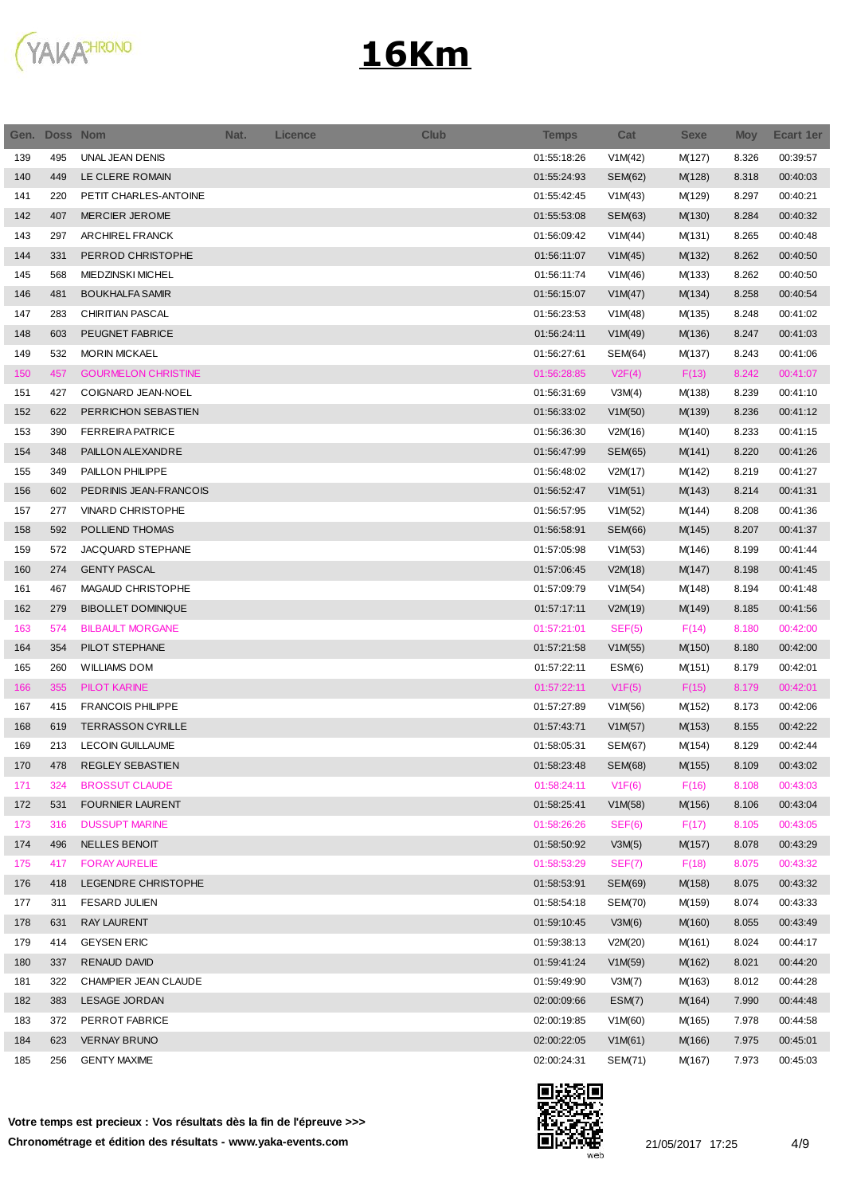# 16Km

| Gen. | Doss | Nom | Nat. | Licence | Club | Temps | Cat | Sexe | Moy | Ecart 1er |
|---|---|---|---|---|---|---|---|---|---|---|
| 139 | 495 | UNAL JEAN DENIS | | | | 01:55:18:26 | V1M(42) | M(127) | 8.326 | 00:39:57 |
| 140 | 449 | LE CLERE ROMAIN | | | | 01:55:24:93 | SEM(62) | M(128) | 8.318 | 00:40:03 |
| 141 | 220 | PETIT CHARLES-ANTOINE | | | | 01:55:42:45 | V1M(43) | M(129) | 8.297 | 00:40:21 |
| 142 | 407 | MERCIER JEROME | | | | 01:55:53:08 | SEM(63) | M(130) | 8.284 | 00:40:32 |
| 143 | 297 | ARCHIREL FRANCK | | | | 01:56:09:42 | V1M(44) | M(131) | 8.265 | 00:40:48 |
| 144 | 331 | PERROD CHRISTOPHE | | | | 01:56:11:07 | V1M(45) | M(132) | 8.262 | 00:40:50 |
| 145 | 568 | MIEDZINSKI MICHEL | | | | 01:56:11:74 | V1M(46) | M(133) | 8.262 | 00:40:50 |
| 146 | 481 | BOUKHALFA SAMIR | | | | 01:56:15:07 | V1M(47) | M(134) | 8.258 | 00:40:54 |
| 147 | 283 | CHIRITIAN PASCAL | | | | 01:56:23:53 | V1M(48) | M(135) | 8.248 | 00:41:02 |
| 148 | 603 | PEUGNET FABRICE | | | | 01:56:24:11 | V1M(49) | M(136) | 8.247 | 00:41:03 |
| 149 | 532 | MORIN MICKAEL | | | | 01:56:27:61 | SEM(64) | M(137) | 8.243 | 00:41:06 |
| 150 | 457 | GOURMELON CHRISTINE | | | | 01:56:28:85 | V2F(4) | F(13) | 8.242 | 00:41:07 |
| 151 | 427 | COIGNARD JEAN-NOEL | | | | 01:56:31:69 | V3M(4) | M(138) | 8.239 | 00:41:10 |
| 152 | 622 | PERRICHON SEBASTIEN | | | | 01:56:33:02 | V1M(50) | M(139) | 8.236 | 00:41:12 |
| 153 | 390 | FERREIRA PATRICE | | | | 01:56:36:30 | V2M(16) | M(140) | 8.233 | 00:41:15 |
| 154 | 348 | PAILLON ALEXANDRE | | | | 01:56:47:99 | SEM(65) | M(141) | 8.220 | 00:41:26 |
| 155 | 349 | PAILLON PHILIPPE | | | | 01:56:48:02 | V2M(17) | M(142) | 8.219 | 00:41:27 |
| 156 | 602 | PEDRINIS JEAN-FRANCOIS | | | | 01:56:52:47 | V1M(51) | M(143) | 8.214 | 00:41:31 |
| 157 | 277 | VINARD CHRISTOPHE | | | | 01:56:57:95 | V1M(52) | M(144) | 8.208 | 00:41:36 |
| 158 | 592 | POLLIEND THOMAS | | | | 01:56:58:91 | SEM(66) | M(145) | 8.207 | 00:41:37 |
| 159 | 572 | JACQUARD STEPHANE | | | | 01:57:05:98 | V1M(53) | M(146) | 8.199 | 00:41:44 |
| 160 | 274 | GENTY PASCAL | | | | 01:57:06:45 | V2M(18) | M(147) | 8.198 | 00:41:45 |
| 161 | 467 | MAGAUD CHRISTOPHE | | | | 01:57:09:79 | V1M(54) | M(148) | 8.194 | 00:41:48 |
| 162 | 279 | BIBOLLET DOMINIQUE | | | | 01:57:17:11 | V2M(19) | M(149) | 8.185 | 00:41:56 |
| 163 | 574 | BILBAULT MORGANE | | | | 01:57:21:01 | SEF(5) | F(14) | 8.180 | 00:42:00 |
| 164 | 354 | PILOT STEPHANE | | | | 01:57:21:58 | V1M(55) | M(150) | 8.180 | 00:42:00 |
| 165 | 260 | WILLIAMS DOM | | | | 01:57:22:11 | ESM(6) | M(151) | 8.179 | 00:42:01 |
| 166 | 355 | PILOT KARINE | | | | 01:57:22:11 | V1F(5) | F(15) | 8.179 | 00:42:01 |
| 167 | 415 | FRANCOIS PHILIPPE | | | | 01:57:27:89 | V1M(56) | M(152) | 8.173 | 00:42:06 |
| 168 | 619 | TERRASSON CYRILLE | | | | 01:57:43:71 | V1M(57) | M(153) | 8.155 | 00:42:22 |
| 169 | 213 | LECOIN GUILLAUME | | | | 01:58:05:31 | SEM(67) | M(154) | 8.129 | 00:42:44 |
| 170 | 478 | REGLEY SEBASTIEN | | | | 01:58:23:48 | SEM(68) | M(155) | 8.109 | 00:43:02 |
| 171 | 324 | BROSSUT CLAUDE | | | | 01:58:24:11 | V1F(6) | F(16) | 8.108 | 00:43:03 |
| 172 | 531 | FOURNIER LAURENT | | | | 01:58:25:41 | V1M(58) | M(156) | 8.106 | 00:43:04 |
| 173 | 316 | DUSSUPT MARINE | | | | 01:58:26:26 | SEF(6) | F(17) | 8.105 | 00:43:05 |
| 174 | 496 | NELLES BENOIT | | | | 01:58:50:92 | V3M(5) | M(157) | 8.078 | 00:43:29 |
| 175 | 417 | FORAY AURELIE | | | | 01:58:53:29 | SEF(7) | F(18) | 8.075 | 00:43:32 |
| 176 | 418 | LEGENDRE CHRISTOPHE | | | | 01:58:53:91 | SEM(69) | M(158) | 8.075 | 00:43:32 |
| 177 | 311 | FESARD JULIEN | | | | 01:58:54:18 | SEM(70) | M(159) | 8.074 | 00:43:33 |
| 178 | 631 | RAY LAURENT | | | | 01:59:10:45 | V3M(6) | M(160) | 8.055 | 00:43:49 |
| 179 | 414 | GEYSEN ERIC | | | | 01:59:38:13 | V2M(20) | M(161) | 8.024 | 00:44:17 |
| 180 | 337 | RENAUD DAVID | | | | 01:59:41:24 | V1M(59) | M(162) | 8.021 | 00:44:20 |
| 181 | 322 | CHAMPIER JEAN CLAUDE | | | | 01:59:49:90 | V3M(7) | M(163) | 8.012 | 00:44:28 |
| 182 | 383 | LESAGE JORDAN | | | | 02:00:09:66 | ESM(7) | M(164) | 7.990 | 00:44:48 |
| 183 | 372 | PERROT FABRICE | | | | 02:00:19:85 | V1M(60) | M(165) | 7.978 | 00:44:58 |
| 184 | 623 | VERNAY BRUNO | | | | 02:00:22:05 | V1M(61) | M(166) | 7.975 | 00:45:01 |
| 185 | 256 | GENTY MAXIME | | | | 02:00:24:31 | SEM(71) | M(167) | 7.973 | 00:45:03 |

**Votre temps est precieux : Vos résultats dès la fin de l'épreuve >>>**

**Chronométrage et édition des résultats - www.yaka-events.com**

21/05/2017 17:25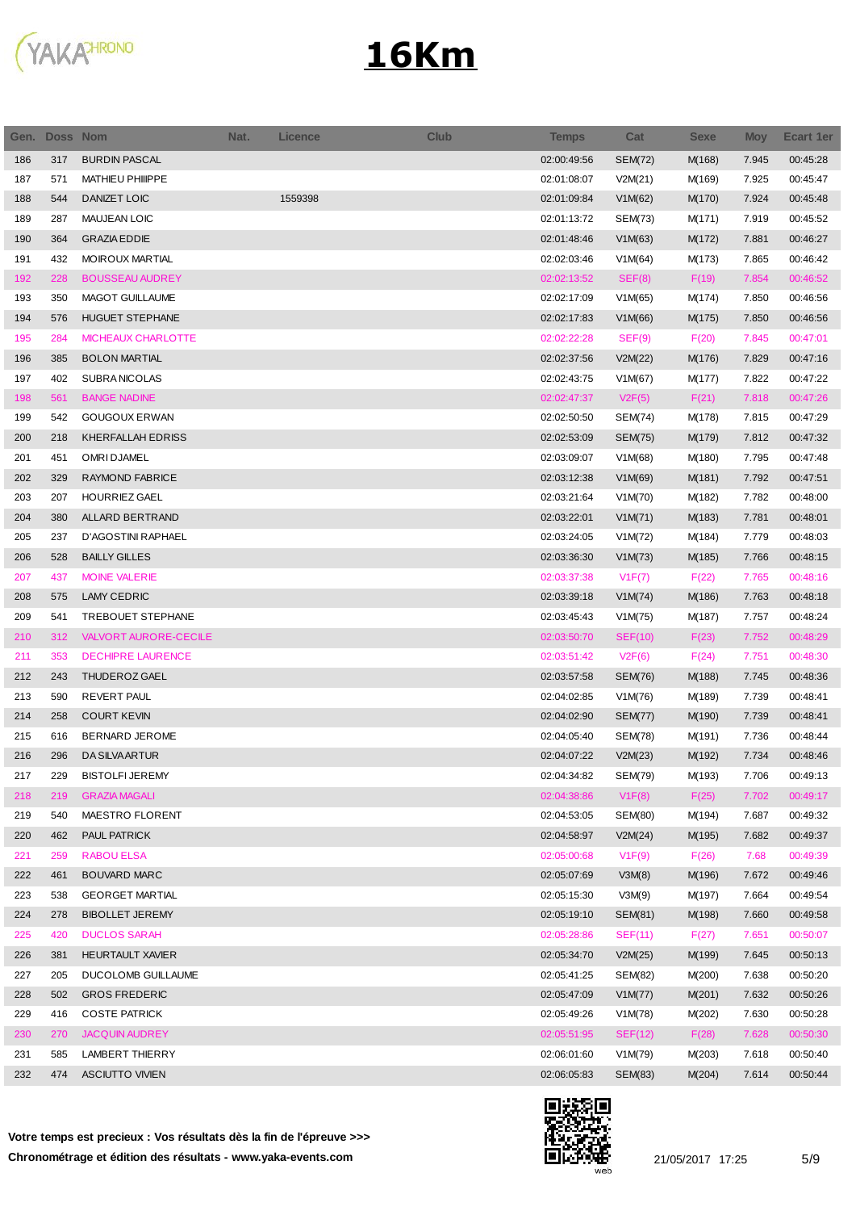# 16Km

| Gen. | Doss | Nom | Nat. | Licence | Club | Temps | Cat | Sexe | Moy | Ecart 1er |
|---|---|---|---|---|---|---|---|---|---|---|
| 186 | 317 | BURDIN PASCAL | | | | 02:00:49:56 | SEM(72) | M(168) | 7.945 | 00:45:28 |
| 187 | 571 | MATHIEU PHIIIPPE | | | | 02:01:08:07 | V2M(21) | M(169) | 7.925 | 00:45:47 |
| 188 | 544 | DANIZET LOIC | | 1559398 | | 02:01:09:84 | V1M(62) | M(170) | 7.924 | 00:45:48 |
| 189 | 287 | MAUJEAN LOIC | | | | 02:01:13:72 | SEM(73) | M(171) | 7.919 | 00:45:52 |
| 190 | 364 | GRAZIA EDDIE | | | | 02:01:48:46 | V1M(63) | M(172) | 7.881 | 00:46:27 |
| 191 | 432 | MOIROUX MARTIAL | | | | 02:02:03:46 | V1M(64) | M(173) | 7.865 | 00:46:42 |
| 192 | 228 | BOUSSEAU AUDREY | | | | 02:02:13:52 | SEF(8) | F(19) | 7.854 | 00:46:52 |
| 193 | 350 | MAGOT GUILLAUME | | | | 02:02:17:09 | V1M(65) | M(174) | 7.850 | 00:46:56 |
| 194 | 576 | HUGUET STEPHANE | | | | 02:02:17:83 | V1M(66) | M(175) | 7.850 | 00:46:56 |
| 195 | 284 | MICHEAUX CHARLOTTE | | | | 02:02:22:28 | SEF(9) | F(20) | 7.845 | 00:47:01 |
| 196 | 385 | BOLON MARTIAL | | | | 02:02:37:56 | V2M(22) | M(176) | 7.829 | 00:47:16 |
| 197 | 402 | SUBRA NICOLAS | | | | 02:02:43:75 | V1M(67) | M(177) | 7.822 | 00:47:22 |
| 198 | 561 | BANGE NADINE | | | | 02:02:47:37 | V2F(5) | F(21) | 7.818 | 00:47:26 |
| 199 | 542 | GOUGOUX ERWAN | | | | 02:02:50:50 | SEM(74) | M(178) | 7.815 | 00:47:29 |
| 200 | 218 | KHERFALLAH EDRISS | | | | 02:02:53:09 | SEM(75) | M(179) | 7.812 | 00:47:32 |
| 201 | 451 | OMRI DJAMEL | | | | 02:03:09:07 | V1M(68) | M(180) | 7.795 | 00:47:48 |
| 202 | 329 | RAYMOND FABRICE | | | | 02:03:12:38 | V1M(69) | M(181) | 7.792 | 00:47:51 |
| 203 | 207 | HOURRIEZ GAEL | | | | 02:03:21:64 | V1M(70) | M(182) | 7.782 | 00:48:00 |
| 204 | 380 | ALLARD BERTRAND | | | | 02:03:22:01 | V1M(71) | M(183) | 7.781 | 00:48:01 |
| 205 | 237 | D'AGOSTINI RAPHAEL | | | | 02:03:24:05 | V1M(72) | M(184) | 7.779 | 00:48:03 |
| 206 | 528 | BAILLY GILLES | | | | 02:03:36:30 | V1M(73) | M(185) | 7.766 | 00:48:15 |
| 207 | 437 | MOINE VALERIE | | | | 02:03:37:38 | V1F(7) | F(22) | 7.765 | 00:48:16 |
| 208 | 575 | LAMY CEDRIC | | | | 02:03:39:18 | V1M(74) | M(186) | 7.763 | 00:48:18 |
| 209 | 541 | TREBOUET STEPHANE | | | | 02:03:45:43 | V1M(75) | M(187) | 7.757 | 00:48:24 |
| 210 | 312 | VALVORT AURORE-CECILE | | | | 02:03:50:70 | SEF(10) | F(23) | 7.752 | 00:48:29 |
| 211 | 353 | DECHIPRE LAURENCE | | | | 02:03:51:42 | V2F(6) | F(24) | 7.751 | 00:48:30 |
| 212 | 243 | THUDEROZ GAEL | | | | 02:03:57:58 | SEM(76) | M(188) | 7.745 | 00:48:36 |
| 213 | 590 | REVERT PAUL | | | | 02:04:02:85 | V1M(76) | M(189) | 7.739 | 00:48:41 |
| 214 | 258 | COURT KEVIN | | | | 02:04:02:90 | SEM(77) | M(190) | 7.739 | 00:48:41 |
| 215 | 616 | BERNARD JEROME | | | | 02:04:05:40 | SEM(78) | M(191) | 7.736 | 00:48:44 |
| 216 | 296 | DA SILVA ARTUR | | | | 02:04:07:22 | V2M(23) | M(192) | 7.734 | 00:48:46 |
| 217 | 229 | BISTOLFI JEREMY | | | | 02:04:34:82 | SEM(79) | M(193) | 7.706 | 00:49:13 |
| 218 | 219 | GRAZIA MAGALI | | | | 02:04:38:86 | V1F(8) | F(25) | 7.702 | 00:49:17 |
| 219 | 540 | MAESTRO FLORENT | | | | 02:04:53:05 | SEM(80) | M(194) | 7.687 | 00:49:32 |
| 220 | 462 | PAUL PATRICK | | | | 02:04:58:97 | V2M(24) | M(195) | 7.682 | 00:49:37 |
| 221 | 259 | RABOU ELSA | | | | 02:05:00:68 | V1F(9) | F(26) | 7.68 | 00:49:39 |
| 222 | 461 | BOUVARD MARC | | | | 02:05:07:69 | V3M(8) | M(196) | 7.672 | 00:49:46 |
| 223 | 538 | GEORGET MARTIAL | | | | 02:05:15:30 | V3M(9) | M(197) | 7.664 | 00:49:54 |
| 224 | 278 | BIBOLLET JEREMY | | | | 02:05:19:10 | SEM(81) | M(198) | 7.660 | 00:49:58 |
| 225 | 420 | DUCLOS SARAH | | | | 02:05:28:86 | SEF(11) | F(27) | 7.651 | 00:50:07 |
| 226 | 381 | HEURTAULT XAVIER | | | | 02:05:34:70 | V2M(25) | M(199) | 7.645 | 00:50:13 |
| 227 | 205 | DUCOLOMB GUILLAUME | | | | 02:05:41:25 | SEM(82) | M(200) | 7.638 | 00:50:20 |
| 228 | 502 | GROS FREDERIC | | | | 02:05:47:09 | V1M(77) | M(201) | 7.632 | 00:50:26 |
| 229 | 416 | COSTE PATRICK | | | | 02:05:49:26 | V1M(78) | M(202) | 7.630 | 00:50:28 |
| 230 | 270 | JACQUIN AUDREY | | | | 02:05:51:95 | SEF(12) | F(28) | 7.628 | 00:50:30 |
| 231 | 585 | LAMBERT THIERRY | | | | 02:06:01:60 | V1M(79) | M(203) | 7.618 | 00:50:40 |
| 232 | 474 | ASCIUTTO VIVIEN | | | | 02:06:05:83 | SEM(83) | M(204) | 7.614 | 00:50:44 |

**Votre temps est precieux : Vos résultats dès la fin de l'épreuve >>>**

**Chronométrage et édition des résultats - www.yaka-events.com**

21/05/2017 17:25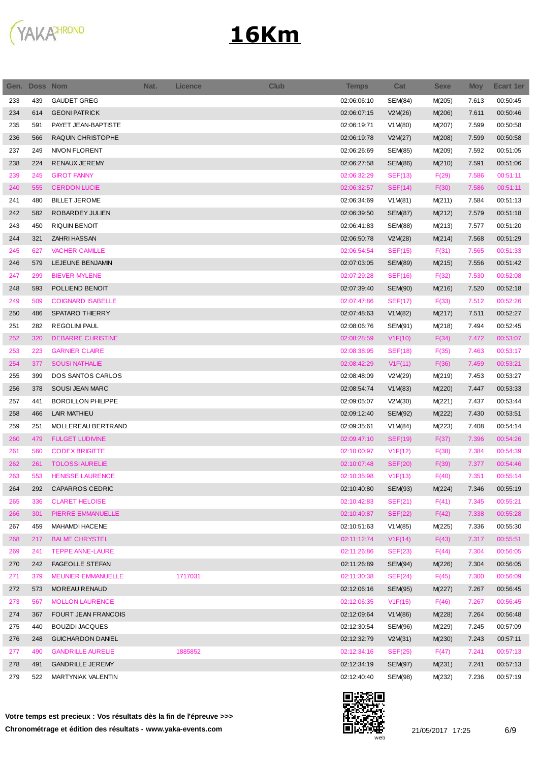# 16Km

| Gen. | Doss | Nom | Nat. | Licence | Club | Temps | Cat | Sexe | Moy | Ecart 1er |
|---|---|---|---|---|---|---|---|---|---|---|
| 233 | 439 | GAUDET GREG | | | | 02:06:06:10 | SEM(84) | M(205) | 7.613 | 00:50:45 |
| 234 | 614 | GEONI PATRICK | | | | 02:06:07:15 | V2M(26) | M(206) | 7.611 | 00:50:46 |
| 235 | 591 | PAYET JEAN-BAPTISTE | | | | 02:06:19:71 | V1M(80) | M(207) | 7.599 | 00:50:58 |
| 236 | 566 | RAQUIN CHRISTOPHE | | | | 02:06:19:78 | V2M(27) | M(208) | 7.599 | 00:50:58 |
| 237 | 249 | NIVON FLORENT | | | | 02:06:26:69 | SEM(85) | M(209) | 7.592 | 00:51:05 |
| 238 | 224 | RENAUX JEREMY | | | | 02:06:27:58 | SEM(86) | M(210) | 7.591 | 00:51:06 |
| 239 | 245 | GIROT FANNY | | | | 02:06:32:29 | SEF(13) | F(29) | 7.586 | 00:51:11 |
| 240 | 555 | CERDON LUCIE | | | | 02:06:32:57 | SEF(14) | F(30) | 7.586 | 00:51:11 |
| 241 | 480 | BILLET JEROME | | | | 02:06:34:69 | V1M(81) | M(211) | 7.584 | 00:51:13 |
| 242 | 582 | ROBARDEY JULIEN | | | | 02:06:39:50 | SEM(87) | M(212) | 7.579 | 00:51:18 |
| 243 | 450 | RIQUIN BENOIT | | | | 02:06:41:83 | SEM(88) | M(213) | 7.577 | 00:51:20 |
| 244 | 321 | ZAHRI HASSAN | | | | 02:06:50:78 | V2M(28) | M(214) | 7.568 | 00:51:29 |
| 245 | 627 | VACHER CAMILLE | | | | 02:06:54:54 | SEF(15) | F(31) | 7.565 | 00:51:33 |
| 246 | 579 | LEJEUNE BENJAMIN | | | | 02:07:03:05 | SEM(89) | M(215) | 7.556 | 00:51:42 |
| 247 | 299 | BIEVER MYLENE | | | | 02:07:29:28 | SEF(16) | F(32) | 7.530 | 00:52:08 |
| 248 | 593 | POLLIEND BENOIT | | | | 02:07:39:40 | SEM(90) | M(216) | 7.520 | 00:52:18 |
| 249 | 509 | COIGNARD ISABELLE | | | | 02:07:47:86 | SEF(17) | F(33) | 7.512 | 00:52:26 |
| 250 | 486 | SPATARO THIERRY | | | | 02:07:48:63 | V1M(82) | M(217) | 7.511 | 00:52:27 |
| 251 | 282 | REGOLINI PAUL | | | | 02:08:06:76 | SEM(91) | M(218) | 7.494 | 00:52:45 |
| 252 | 320 | DEBARRE CHRISTINE | | | | 02:08:28:59 | V1F(10) | F(34) | 7.472 | 00:53:07 |
| 253 | 223 | GARNIER CLAIRE | | | | 02:08:38:95 | SEF(18) | F(35) | 7.463 | 00:53:17 |
| 254 | 377 | SOUSI NATHALIE | | | | 02:08:42:29 | V1F(11) | F(36) | 7.459 | 00:53:21 |
| 255 | 399 | DOS SANTOS CARLOS | | | | 02:08:48:09 | V2M(29) | M(219) | 7.453 | 00:53:27 |
| 256 | 378 | SOUSI JEAN MARC | | | | 02:08:54:74 | V1M(83) | M(220) | 7.447 | 00:53:33 |
| 257 | 441 | BORDILLON PHILIPPE | | | | 02:09:05:07 | V2M(30) | M(221) | 7.437 | 00:53:44 |
| 258 | 466 | LAIR MATHIEU | | | | 02:09:12:40 | SEM(92) | M(222) | 7.430 | 00:53:51 |
| 259 | 251 | MOLLEREAU BERTRAND | | | | 02:09:35:61 | V1M(84) | M(223) | 7.408 | 00:54:14 |
| 260 | 479 | FULGET LUDIVINE | | | | 02:09:47:10 | SEF(19) | F(37) | 7.396 | 00:54:26 |
| 261 | 560 | CODEX BRIGITTE | | | | 02:10:00:97 | V1F(12) | F(38) | 7.384 | 00:54:39 |
| 262 | 261 | TOLOSSI AURELIE | | | | 02:10:07:48 | SEF(20) | F(39) | 7.377 | 00:54:46 |
| 263 | 553 | HENISSE LAURENCE | | | | 02:10:35:98 | V1F(13) | F(40) | 7.351 | 00:55:14 |
| 264 | 292 | CAPARROS CEDRIC | | | | 02:10:40:80 | SEM(93) | M(224) | 7.346 | 00:55:19 |
| 265 | 336 | CLARET HELOISE | | | | 02:10:42:83 | SEF(21) | F(41) | 7.345 | 00:55:21 |
| 266 | 301 | PIERRE EMMANUELLE | | | | 02:10:49:87 | SEF(22) | F(42) | 7.338 | 00:55:28 |
| 267 | 459 | MAHAMDI HACENE | | | | 02:10:51:63 | V1M(85) | M(225) | 7.336 | 00:55:30 |
| 268 | 217 | BALME CHRYSTEL | | | | 02:11:12:74 | V1F(14) | F(43) | 7.317 | 00:55:51 |
| 269 | 241 | TEPPE ANNE-LAURE | | | | 02:11:26:86 | SEF(23) | F(44) | 7.304 | 00:56:05 |
| 270 | 242 | FAGEOLLE STEFAN | | | | 02:11:26:89 | SEM(94) | M(226) | 7.304 | 00:56:05 |
| 271 | 379 | MEUNIER EMMANUELLE | | 1717031 | | 02:11:30:38 | SEF(24) | F(45) | 7.300 | 00:56:09 |
| 272 | 573 | MOREAU RENAUD | | | | 02:12:06:16 | SEM(95) | M(227) | 7.267 | 00:56:45 |
| 273 | 567 | MOLLON LAURENCE | | | | 02:12:06:35 | V1F(15) | F(46) | 7.267 | 00:56:45 |
| 274 | 367 | FOURT JEAN FRANCOIS | | | | 02:12:09:64 | V1M(86) | M(228) | 7.264 | 00:56:48 |
| 275 | 440 | BOUZIDI JACQUES | | | | 02:12:30:54 | SEM(96) | M(229) | 7.245 | 00:57:09 |
| 276 | 248 | GUICHARDON DANIEL | | | | 02:12:32:79 | V2M(31) | M(230) | 7.243 | 00:57:11 |
| 277 | 490 | GANDRILLE AURELIE | | 1885852 | | 02:12:34:16 | SEF(25) | F(47) | 7.241 | 00:57:13 |
| 278 | 491 | GANDRILLE JEREMY | | | | 02:12:34:19 | SEM(97) | M(231) | 7.241 | 00:57:13 |
| 279 | 522 | MARTYNIAK VALENTIN | | | | 02:12:40:40 | SEM(98) | M(232) | 7.236 | 00:57:19 |

**Votre temps est precieux : Vos résultats dès la fin de l'épreuve >>>**

**Chronométrage et édition des résultats - www.yaka-events.com**

21/05/2017 17:25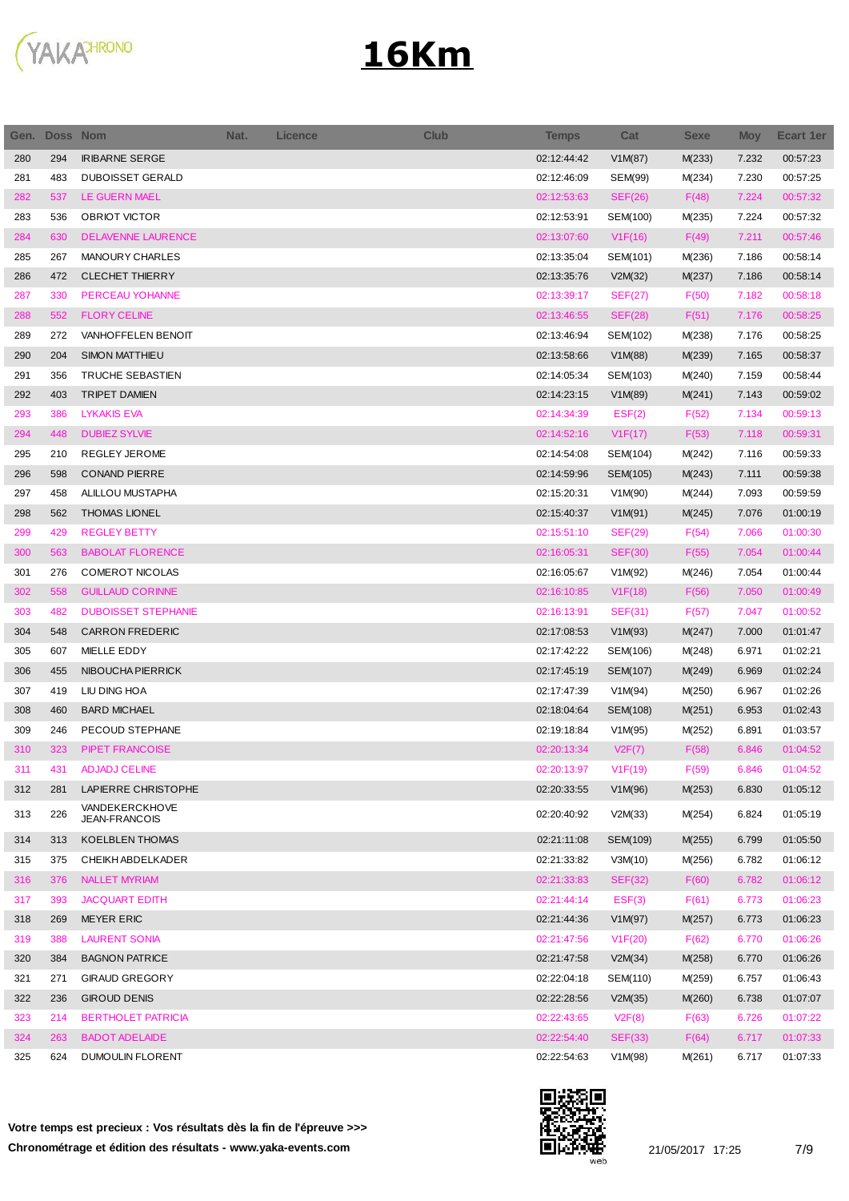# 16Km

| Gen. | Doss | Nom | Nat. | Licence | Club | Temps | Cat | Sexe | Moy | Ecart 1er |
|---|---|---|---|---|---|---|---|---|---|---|
| 280 | 294 | IRIBARNE SERGE | | | | 02:12:44:42 | V1M(87) | M(233) | 7.232 | 00:57:23 |
| 281 | 483 | DUBOISSET GERALD | | | | 02:12:46:09 | SEM(99) | M(234) | 7.230 | 00:57:25 |
| 282 | 537 | LE GUERN MAEL | | | | 02:12:53:63 | SEF(26) | F(48) | 7.224 | 00:57:32 |
| 283 | 536 | OBRIOT VICTOR | | | | 02:12:53:91 | SEM(100) | M(235) | 7.224 | 00:57:32 |
| 284 | 630 | DELAVENNE LAURENCE | | | | 02:13:07:60 | V1F(16) | F(49) | 7.211 | 00:57:46 |
| 285 | 267 | MANOURY CHARLES | | | | 02:13:35:04 | SEM(101) | M(236) | 7.186 | 00:58:14 |
| 286 | 472 | CLECHET THIERRY | | | | 02:13:35:76 | V2M(32) | M(237) | 7.186 | 00:58:14 |
| 287 | 330 | PERCEAU YOHANNE | | | | 02:13:39:17 | SEF(27) | F(50) | 7.182 | 00:58:18 |
| 288 | 552 | FLORY CELINE | | | | 02:13:46:55 | SEF(28) | F(51) | 7.176 | 00:58:25 |
| 289 | 272 | VANHOFFELEN BENOIT | | | | 02:13:46:94 | SEM(102) | M(238) | 7.176 | 00:58:25 |
| 290 | 204 | SIMON MATTHIEU | | | | 02:13:58:66 | V1M(88) | M(239) | 7.165 | 00:58:37 |
| 291 | 356 | TRUCHE SEBASTIEN | | | | 02:14:05:34 | SEM(103) | M(240) | 7.159 | 00:58:44 |
| 292 | 403 | TRIPET DAMIEN | | | | 02:14:23:15 | V1M(89) | M(241) | 7.143 | 00:59:02 |
| 293 | 386 | LYKAKIS EVA | | | | 02:14:34:39 | ESF(2) | F(52) | 7.134 | 00:59:13 |
| 294 | 448 | DUBIEZ SYLVIE | | | | 02:14:52:16 | V1F(17) | F(53) | 7.118 | 00:59:31 |
| 295 | 210 | REGLEY JEROME | | | | 02:14:54:08 | SEM(104) | M(242) | 7.116 | 00:59:33 |
| 296 | 598 | CONAND PIERRE | | | | 02:14:59:96 | SEM(105) | M(243) | 7.111 | 00:59:38 |
| 297 | 458 | ALILLOU MUSTAPHA | | | | 02:15:20:31 | V1M(90) | M(244) | 7.093 | 00:59:59 |
| 298 | 562 | THOMAS LIONEL | | | | 02:15:40:37 | V1M(91) | M(245) | 7.076 | 01:00:19 |
| 299 | 429 | REGLEY BETTY | | | | 02:15:51:10 | SEF(29) | F(54) | 7.066 | 01:00:30 |
| 300 | 563 | BABOLAT FLORENCE | | | | 02:16:05:31 | SEF(30) | F(55) | 7.054 | 01:00:44 |
| 301 | 276 | COMEROT NICOLAS | | | | 02:16:05:67 | V1M(92) | M(246) | 7.054 | 01:00:44 |
| 302 | 558 | GUILLAUD CORINNE | | | | 02:16:10:85 | V1F(18) | F(56) | 7.050 | 01:00:49 |
| 303 | 482 | DUBOISSET STEPHANIE | | | | 02:16:13:91 | SEF(31) | F(57) | 7.047 | 01:00:52 |
| 304 | 548 | CARRON FREDERIC | | | | 02:17:08:53 | V1M(93) | M(247) | 7.000 | 01:01:47 |
| 305 | 607 | MIELLE EDDY | | | | 02:17:42:22 | SEM(106) | M(248) | 6.971 | 01:02:21 |
| 306 | 455 | NIBOUCHA PIERRICK | | | | 02:17:45:19 | SEM(107) | M(249) | 6.969 | 01:02:24 |
| 307 | 419 | LIU DING HOA | | | | 02:17:47:39 | V1M(94) | M(250) | 6.967 | 01:02:26 |
| 308 | 460 | BARD MICHAEL | | | | 02:18:04:64 | SEM(108) | M(251) | 6.953 | 01:02:43 |
| 309 | 246 | PECOUD STEPHANE | | | | 02:19:18:84 | V1M(95) | M(252) | 6.891 | 01:03:57 |
| 310 | 323 | PIPET FRANCOISE | | | | 02:20:13:34 | V2F(7) | F(58) | 6.846 | 01:04:52 |
| 311 | 431 | ADJADJ CELINE | | | | 02:20:13:97 | V1F(19) | F(59) | 6.846 | 01:04:52 |
| 312 | 281 | LAPIERRE CHRISTOPHE | | | | 02:20:33:55 | V1M(96) | M(253) | 6.830 | 01:05:12 |
| 313 | 226 | VANDEKERCKHOVE JEAN-FRANCOIS | | | | 02:20:40:92 | V2M(33) | M(254) | 6.824 | 01:05:19 |
| 314 | 313 | KOELBLEN THOMAS | | | | 02:21:11:08 | SEM(109) | M(255) | 6.799 | 01:05:50 |
| 315 | 375 | CHEIKH ABDELKADER | | | | 02:21:33:82 | V3M(10) | M(256) | 6.782 | 01:06:12 |
| 316 | 376 | NALLET MYRIAM | | | | 02:21:33:83 | SEF(32) | F(60) | 6.782 | 01:06:12 |
| 317 | 393 | JACQUART EDITH | | | | 02:21:44:14 | ESF(3) | F(61) | 6.773 | 01:06:23 |
| 318 | 269 | MEYER ERIC | | | | 02:21:44:36 | V1M(97) | M(257) | 6.773 | 01:06:23 |
| 319 | 388 | LAURENT SONIA | | | | 02:21:47:56 | V1F(20) | F(62) | 6.770 | 01:06:26 |
| 320 | 384 | BAGNON PATRICE | | | | 02:21:47:58 | V2M(34) | M(258) | 6.770 | 01:06:26 |
| 321 | 271 | GIRAUD GREGORY | | | | 02:22:04:18 | SEM(110) | M(259) | 6.757 | 01:06:43 |
| 322 | 236 | GIROUD DENIS | | | | 02:22:28:56 | V2M(35) | M(260) | 6.738 | 01:07:07 |
| 323 | 214 | BERTHOLET PATRICIA | | | | 02:22:43:65 | V2F(8) | F(63) | 6.726 | 01:07:22 |
| 324 | 263 | BADOT ADELAIDE | | | | 02:22:54:40 | SEF(33) | F(64) | 6.717 | 01:07:33 |
| 325 | 624 | DUMOULIN FLORENT | | | | 02:22:54:63 | V1M(98) | M(261) | 6.717 | 01:07:33 |

**Votre temps est precieux : Vos résultats dès la fin de l'épreuve >>>**

**Chronométrage et édition des résultats - www.yaka-events.com**

21/05/2017 17:25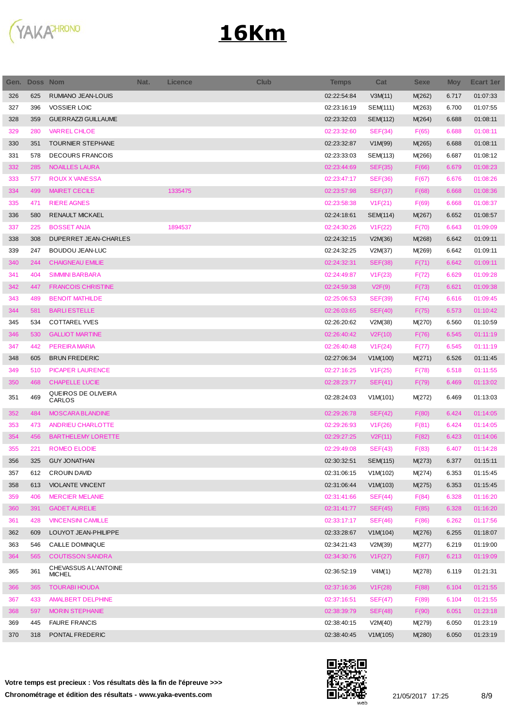# 16Km

| Gen. | Doss | Nom | Nat. | Licence | Club | Temps | Cat | Sexe | Moy | Ecart 1er |
|---|---|---|---|---|---|---|---|---|---|---|
| 326 | 625 | RUMIANO JEAN-LOUIS | | | | 02:22:54:84 | V3M(11) | M(262) | 6.717 | 01:07:33 |
| 327 | 396 | VOSSIER LOIC | | | | 02:23:16:19 | SEM(111) | M(263) | 6.700 | 01:07:55 |
| 328 | 359 | GUERRAZZI GUILLAUME | | | | 02:23:32:03 | SEM(112) | M(264) | 6.688 | 01:08:11 |
| 329 | 280 | VARREL CHLOE | | | | 02:23:32:60 | SEF(34) | F(65) | 6.688 | 01:08:11 |
| 330 | 351 | TOURNIER STEPHANE | | | | 02:23:32:87 | V1M(99) | M(265) | 6.688 | 01:08:11 |
| 331 | 578 | DECOURS FRANCOIS | | | | 02:23:33:03 | SEM(113) | M(266) | 6.687 | 01:08:12 |
| 332 | 285 | NOAILLES LAURA | | | | 02:23:44:69 | SEF(35) | F(66) | 6.679 | 01:08:23 |
| 333 | 577 | ROUX X VANESSA | | | | 02:23:47:17 | SEF(36) | F(67) | 6.676 | 01:08:26 |
| 334 | 499 | MAIRET CECILE | | 1335475 | | 02:23:57:98 | SEF(37) | F(68) | 6.668 | 01:08:36 |
| 335 | 471 | RIERE AGNES | | | | 02:23:58:38 | V1F(21) | F(69) | 6.668 | 01:08:37 |
| 336 | 580 | RENAULT MICKAEL | | | | 02:24:18:61 | SEM(114) | M(267) | 6.652 | 01:08:57 |
| 337 | 225 | BOSSET ANJA | | 1894537 | | 02:24:30:26 | V1F(22) | F(70) | 6.643 | 01:09:09 |
| 338 | 308 | DUPERRET JEAN-CHARLES | | | | 02:24:32:15 | V2M(36) | M(268) | 6.642 | 01:09:11 |
| 339 | 247 | BOUDOU JEAN-LUC | | | | 02:24:32:25 | V2M(37) | M(269) | 6.642 | 01:09:11 |
| 340 | 244 | CHAIGNEAU EMILIE | | | | 02:24:32:31 | SEF(38) | F(71) | 6.642 | 01:09:11 |
| 341 | 404 | SIMMINI BARBARA | | | | 02:24:49:87 | V1F(23) | F(72) | 6.629 | 01:09:28 |
| 342 | 447 | FRANCOIS CHRISTINE | | | | 02:24:59:38 | V2F(9) | F(73) | 6.621 | 01:09:38 |
| 343 | 489 | BENOIT MATHILDE | | | | 02:25:06:53 | SEF(39) | F(74) | 6.616 | 01:09:45 |
| 344 | 581 | BARLI ESTELLE | | | | 02:26:03:65 | SEF(40) | F(75) | 6.573 | 01:10:42 |
| 345 | 534 | COTTAREL YVES | | | | 02:26:20:62 | V2M(38) | M(270) | 6.560 | 01:10:59 |
| 346 | 530 | GALLIOT MARTINE | | | | 02:26:40:42 | V2F(10) | F(76) | 6.545 | 01:11:19 |
| 347 | 442 | PEREIRA MARIA | | | | 02:26:40:48 | V1F(24) | F(77) | 6.545 | 01:11:19 |
| 348 | 605 | BRUN FREDERIC | | | | 02:27:06:34 | V1M(100) | M(271) | 6.526 | 01:11:45 |
| 349 | 510 | PICAPER LAURENCE | | | | 02:27:16:25 | V1F(25) | F(78) | 6.518 | 01:11:55 |
| 350 | 468 | CHAPELLE LUCIE | | | | 02:28:23:77 | SEF(41) | F(79) | 6.469 | 01:13:02 |
| 351 | 469 | QUEIROS DE OLIVEIRA CARLOS | | | | 02:28:24:03 | V1M(101) | M(272) | 6.469 | 01:13:03 |
| 352 | 484 | MOSCARA BLANDINE | | | | 02:29:26:78 | SEF(42) | F(80) | 6.424 | 01:14:05 |
| 353 | 473 | ANDRIEU CHARLOTTE | | | | 02:29:26:93 | V1F(26) | F(81) | 6.424 | 01:14:05 |
| 354 | 456 | BARTHELEMY LORETTE | | | | 02:29:27:25 | V2F(11) | F(82) | 6.423 | 01:14:06 |
| 355 | 221 | ROMEO ELODIE | | | | 02:29:49:08 | SEF(43) | F(83) | 6.407 | 01:14:28 |
| 356 | 325 | GUY JONATHAN | | | | 02:30:32:51 | SEM(115) | M(273) | 6.377 | 01:15:11 |
| 357 | 612 | CROUIN DAVID | | | | 02:31:06:15 | V1M(102) | M(274) | 6.353 | 01:15:45 |
| 358 | 613 | VIOLANTE VINCENT | | | | 02:31:06:44 | V1M(103) | M(275) | 6.353 | 01:15:45 |
| 359 | 406 | MERCIER MELANIE | | | | 02:31:41:66 | SEF(44) | F(84) | 6.328 | 01:16:20 |
| 360 | 391 | GADET AURELIE | | | | 02:31:41:77 | SEF(45) | F(85) | 6.328 | 01:16:20 |
| 361 | 428 | VINCENSINI CAMILLE | | | | 02:33:17:17 | SEF(46) | F(86) | 6.262 | 01:17:56 |
| 362 | 609 | LOUYOT JEAN-PHILIPPE | | | | 02:33:28:67 | V1M(104) | M(276) | 6.255 | 01:18:07 |
| 363 | 546 | CAILLE DOMINIQUE | | | | 02:34:21:43 | V2M(39) | M(277) | 6.219 | 01:19:00 |
| 364 | 565 | COUTISSON SANDRA | | | | 02:34:30:76 | V1F(27) | F(87) | 6.213 | 01:19:09 |
| 365 | 361 | CHEVASSUS A L'ANTOINE MICHEL | | | | 02:36:52:19 | V4M(1) | M(278) | 6.119 | 01:21:31 |
| 366 | 365 | TOURABI HOUDA | | | | 02:37:16:36 | V1F(28) | F(88) | 6.104 | 01:21:55 |
| 367 | 433 | AMALBERT DELPHINE | | | | 02:37:16:51 | SEF(47) | F(89) | 6.104 | 01:21:55 |
| 368 | 597 | MORIN STEPHANIE | | | | 02:38:39:79 | SEF(48) | F(90) | 6.051 | 01:23:18 |
| 369 | 445 | FAURE FRANCIS | | | | 02:38:40:15 | V2M(40) | M(279) | 6.050 | 01:23:19 |
| 370 | 318 | PONTAL FREDERIC | | | | 02:38:40:45 | V1M(105) | M(280) | 6.050 | 01:23:19 |

**Votre temps est precieux : Vos résultats dès la fin de l'épreuve >>>**

**Chronométrage et édition des résultats - www.yaka-events.com**

21/05/2017 17:25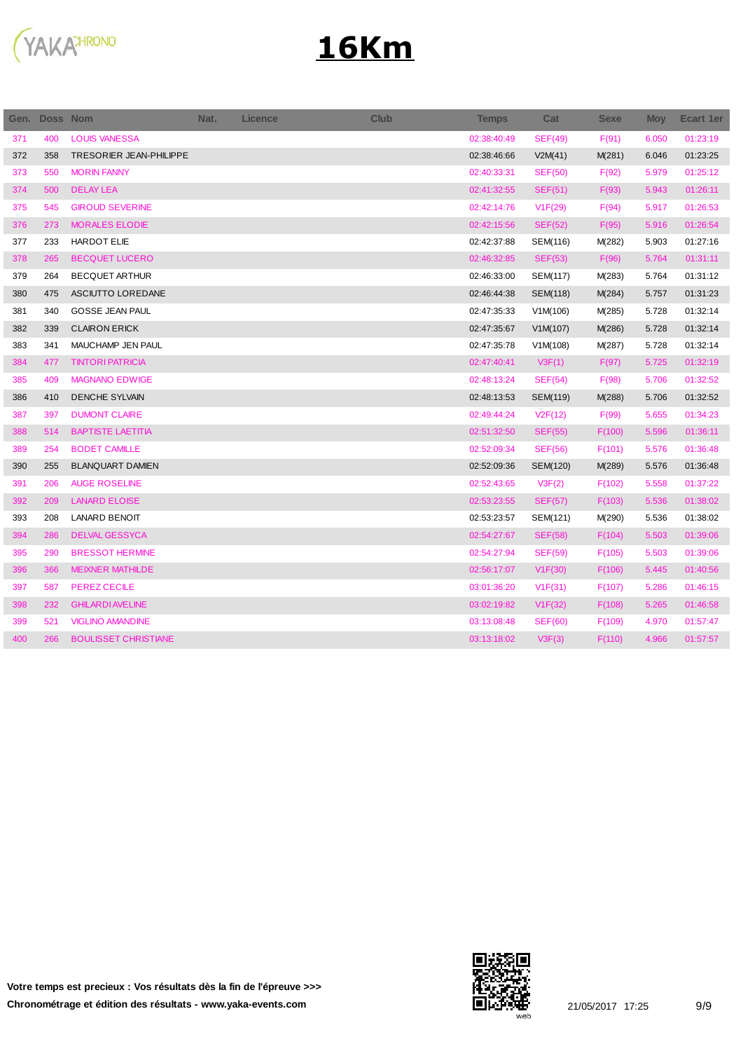# 16Km

| Gen. | Doss | Nom | Nat. | Licence | Club | Temps | Cat | Sexe | Moy | Ecart 1er |
|---|---|---|---|---|---|---|---|---|---|---|
| 371 | 400 | LOUIS VANESSA | | | | 02:38:40:49 | SEF(49) | F(91) | 6.050 | 01:23:19 |
| 372 | 358 | TRESORIER JEAN-PHILIPPE | | | | 02:38:46:66 | V2M(41) | M(281) | 6.046 | 01:23:25 |
| 373 | 550 | MORIN FANNY | | | | 02:40:33:31 | SEF(50) | F(92) | 5.979 | 01:25:12 |
| 374 | 500 | DELAY LEA | | | | 02:41:32:55 | SEF(51) | F(93) | 5.943 | 01:26:11 |
| 375 | 545 | GIROUD SEVERINE | | | | 02:42:14:76 | V1F(29) | F(94) | 5.917 | 01:26:53 |
| 376 | 273 | MORALES ELODIE | | | | 02:42:15:56 | SEF(52) | F(95) | 5.916 | 01:26:54 |
| 377 | 233 | HARDOT ELIE | | | | 02:42:37:88 | SEM(116) | M(282) | 5.903 | 01:27:16 |
| 378 | 265 | BECQUET LUCERO | | | | 02:46:32:85 | SEF(53) | F(96) | 5.764 | 01:31:11 |
| 379 | 264 | BECQUET ARTHUR | | | | 02:46:33:00 | SEM(117) | M(283) | 5.764 | 01:31:12 |
| 380 | 475 | ASCIUTTO LOREDANE | | | | 02:46:44:38 | SEM(118) | M(284) | 5.757 | 01:31:23 |
| 381 | 340 | GOSSE JEAN PAUL | | | | 02:47:35:33 | V1M(106) | M(285) | 5.728 | 01:32:14 |
| 382 | 339 | CLAIRON ERICK | | | | 02:47:35:67 | V1M(107) | M(286) | 5.728 | 01:32:14 |
| 383 | 341 | MAUCHAMP JEN PAUL | | | | 02:47:35:78 | V1M(108) | M(287) | 5.728 | 01:32:14 |
| 384 | 477 | TINTORI PATRICIA | | | | 02:47:40:41 | V3F(1) | F(97) | 5.725 | 01:32:19 |
| 385 | 409 | MAGNANO EDWIGE | | | | 02:48:13:24 | SEF(54) | F(98) | 5.706 | 01:32:52 |
| 386 | 410 | DENCHE SYLVAIN | | | | 02:48:13:53 | SEM(119) | M(288) | 5.706 | 01:32:52 |
| 387 | 397 | DUMONT CLAIRE | | | | 02:49:44:24 | V2F(12) | F(99) | 5.655 | 01:34:23 |
| 388 | 514 | BAPTISTE LAETITIA | | | | 02:51:32:50 | SEF(55) | F(100) | 5.596 | 01:36:11 |
| 389 | 254 | BODET CAMILLE | | | | 02:52:09:34 | SEF(56) | F(101) | 5.576 | 01:36:48 |
| 390 | 255 | BLANQUART DAMIEN | | | | 02:52:09:36 | SEM(120) | M(289) | 5.576 | 01:36:48 |
| 391 | 206 | AUGE ROSELINE | | | | 02:52:43:65 | V3F(2) | F(102) | 5.558 | 01:37:22 |
| 392 | 209 | LANARD ELOISE | | | | 02:53:23:55 | SEF(57) | F(103) | 5.536 | 01:38:02 |
| 393 | 208 | LANARD BENOIT | | | | 02:53:23:57 | SEM(121) | M(290) | 5.536 | 01:38:02 |
| 394 | 286 | DELVAL GESSYCA | | | | 02:54:27:67 | SEF(58) | F(104) | 5.503 | 01:39:06 |
| 395 | 290 | BRESSOT HERMINE | | | | 02:54:27:94 | SEF(59) | F(105) | 5.503 | 01:39:06 |
| 396 | 366 | MEIXNER MATHILDE | | | | 02:56:17:07 | V1F(30) | F(106) | 5.445 | 01:40:56 |
| 397 | 587 | PEREZ CECILE | | | | 03:01:36:20 | V1F(31) | F(107) | 5.286 | 01:46:15 |
| 398 | 232 | GHILARDI AVELINE | | | | 03:02:19:82 | V1F(32) | F(108) | 5.265 | 01:46:58 |
| 399 | 521 | VIGLINO AMANDINE | | | | 03:13:08:48 | SEF(60) | F(109) | 4.970 | 01:57:47 |
| 400 | 266 | BOULISSET CHRISTIANE | | | | 03:13:18:02 | V3F(3) | F(110) | 4.966 | 01:57:57 |

**Votre temps est precieux : Vos résultats dès la fin de l'épreuve >>>**

**Chronométrage et édition des résultats - www.yaka-events.com**

21/05/2017 17:25